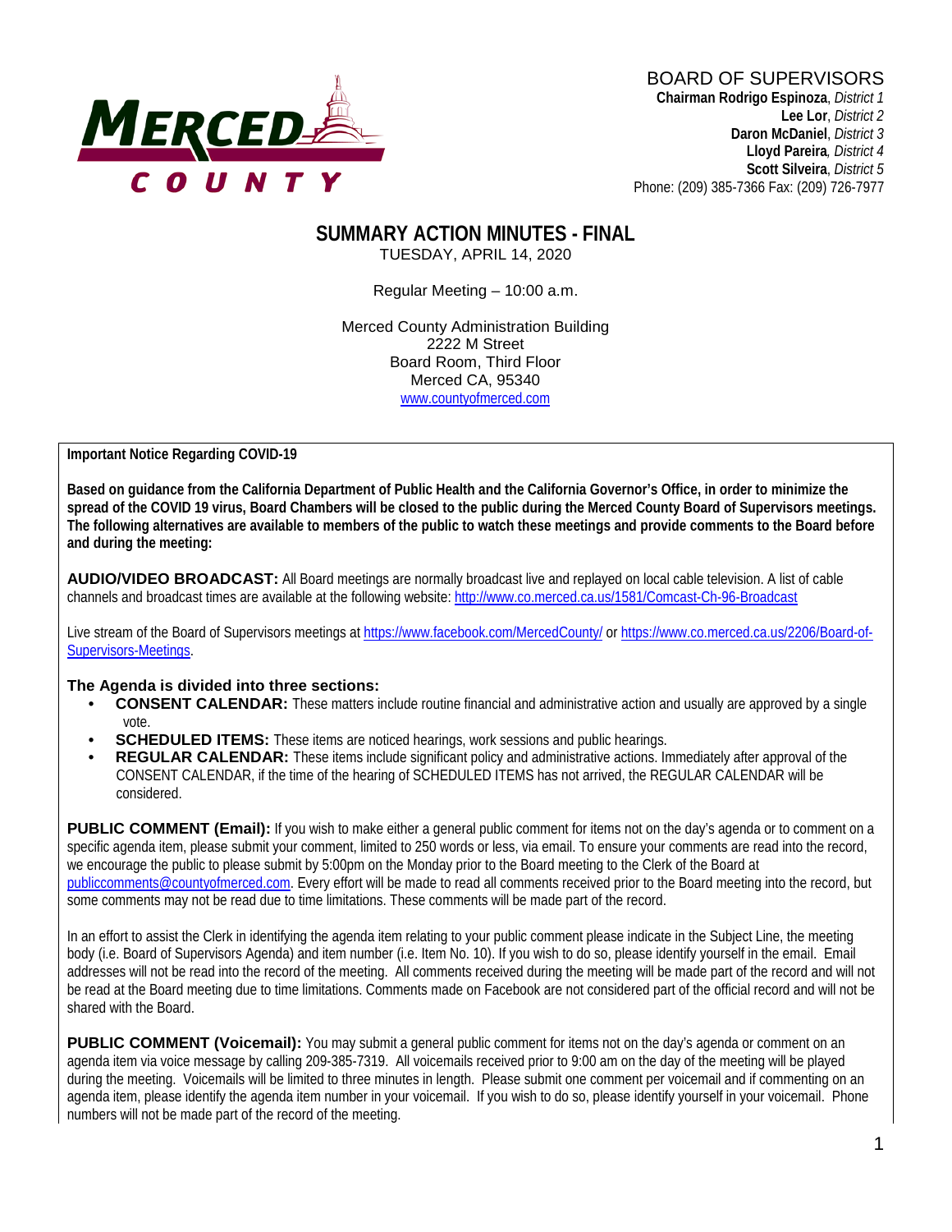MERCED COUNTY

BOARD OF SUPERVISORS
**Chairman Rodrigo Espinoza**, *District 1*
**Lee Lor**, *District 2*
**Daron McDaniel**, *District 3*
**Lloyd Pareira**, *District 4*
**Scott Silveira**, *District 5*
Phone: (209) 385-7366 Fax: (209) 726-7977

# SUMMARY ACTION MINUTES - FINAL

TUESDAY, APRIL 14, 2020

Regular Meeting – 10:00 a.m.

Merced County Administration Building
2222 M Street
Board Room, Third Floor
Merced CA, 95340
www.countyofmerced.com

**Important Notice Regarding COVID-19**

**Based on guidance from the California Department of Public Health and the California Governor's Office, in order to minimize the spread of the COVID 19 virus, Board Chambers will be closed to the public during the Merced County Board of Supervisors meetings. The following alternatives are available to members of the public to watch these meetings and provide comments to the Board before and during the meeting:**

**AUDIO/VIDEO BROADCAST:** All Board meetings are normally broadcast live and replayed on local cable television. A list of cable channels and broadcast times are available at the following website: http://www.co.merced.ca.us/1581/Comcast-Ch-96-Broadcast

Live stream of the Board of Supervisors meetings at https://www.facebook.com/MercedCounty/ or https://www.co.merced.ca.us/2206/Board-of-Supervisors-Meetings.

**The Agenda is divided into three sections:**

- **CONSENT CALENDAR:** These matters include routine financial and administrative action and usually are approved by a single vote.
- **SCHEDULED ITEMS:** These items are noticed hearings, work sessions and public hearings.
- **REGULAR CALENDAR:** These items include significant policy and administrative actions. Immediately after approval of the CONSENT CALENDAR, if the time of the hearing of SCHEDULED ITEMS has not arrived, the REGULAR CALENDAR will be considered.

**PUBLIC COMMENT (Email):** If you wish to make either a general public comment for items not on the day's agenda or to comment on a specific agenda item, please submit your comment, limited to 250 words or less, via email. To ensure your comments are read into the record, we encourage the public to please submit by 5:00pm on the Monday prior to the Board meeting to the Clerk of the Board at publiccomments@countyofmerced.com. Every effort will be made to read all comments received prior to the Board meeting into the record, but some comments may not be read due to time limitations. These comments will be made part of the record.

In an effort to assist the Clerk in identifying the agenda item relating to your public comment please indicate in the Subject Line, the meeting body (i.e. Board of Supervisors Agenda) and item number (i.e. Item No. 10). If you wish to do so, please identify yourself in the email. Email addresses will not be read into the record of the meeting. All comments received during the meeting will be made part of the record and will not be read at the Board meeting due to time limitations. Comments made on Facebook are not considered part of the official record and will not be shared with the Board.

**PUBLIC COMMENT (Voicemail):** You may submit a general public comment for items not on the day's agenda or comment on an agenda item via voice message by calling 209-385-7319. All voicemails received prior to 9:00 am on the day of the meeting will be played during the meeting. Voicemails will be limited to three minutes in length. Please submit one comment per voicemail and if commenting on an agenda item, please identify the agenda item number in your voicemail. If you wish to do so, please identify yourself in your voicemail. Phone numbers will not be made part of the record of the meeting.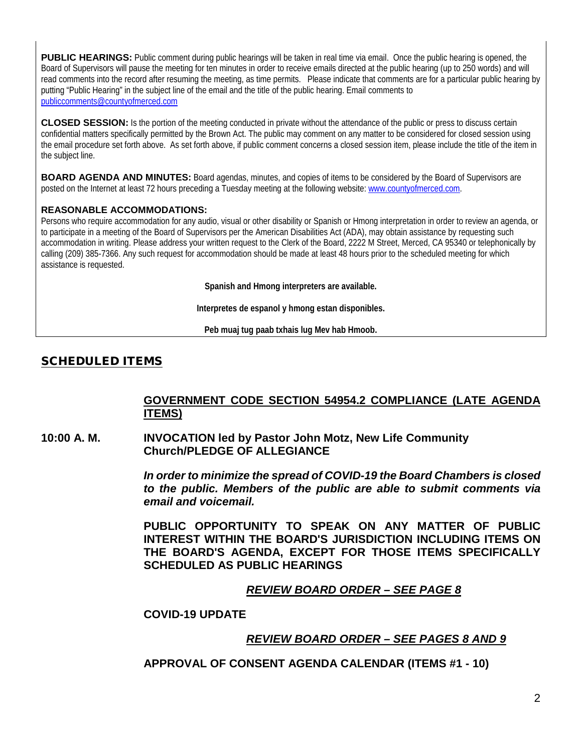**PUBLIC HEARINGS:** Public comment during public hearings will be taken in real time via email. Once the public hearing is opened, the Board of Supervisors will pause the meeting for ten minutes in order to receive emails directed at the public hearing (up to 250 words) and will read comments into the record after resuming the meeting, as time permits. Please indicate that comments are for a particular public hearing by putting "Public Hearing" in the subject line of the email and the title of the public hearing. Email comments to publiccomments@countyofmerced.com

**CLOSED SESSION:** Is the portion of the meeting conducted in private without the attendance of the public or press to discuss certain confidential matters specifically permitted by the Brown Act. The public may comment on any matter to be considered for closed session using the email procedure set forth above. As set forth above, if public comment concerns a closed session item, please include the title of the item in the subject line.

**BOARD AGENDA AND MINUTES:** Board agendas, minutes, and copies of items to be considered by the Board of Supervisors are posted on the Internet at least 72 hours preceding a Tuesday meeting at the following website: www.countyofmerced.com.

**REASONABLE ACCOMMODATIONS:**

Persons who require accommodation for any audio, visual or other disability or Spanish or Hmong interpretation in order to review an agenda, or to participate in a meeting of the Board of Supervisors per the American Disabilities Act (ADA), may obtain assistance by requesting such accommodation in writing. Please address your written request to the Clerk of the Board, 2222 M Street, Merced, CA 95340 or telephonically by calling (209) 385-7366. Any such request for accommodation should be made at least 48 hours prior to the scheduled meeting for which assistance is requested.

**Spanish and Hmong interpreters are available.**

**Interpretes de espanol y hmong estan disponibles.**

**Peb muaj tug paab txhais lug Mev hab Hmoob.**

## SCHEDULED ITEMS

**GOVERNMENT CODE SECTION 54954.2 COMPLIANCE (LATE AGENDA ITEMS)**

**10:00 A. M.** **INVOCATION led by Pastor John Motz, New Life Community Church/PLEDGE OF ALLEGIANCE**

***In order to minimize the spread of COVID-19 the Board Chambers is closed to the public. Members of the public are able to submit comments via email and voicemail.***

**PUBLIC OPPORTUNITY TO SPEAK ON ANY MATTER OF PUBLIC INTEREST WITHIN THE BOARD'S JURISDICTION INCLUDING ITEMS ON THE BOARD'S AGENDA, EXCEPT FOR THOSE ITEMS SPECIFICALLY SCHEDULED AS PUBLIC HEARINGS**

***REVIEW BOARD ORDER – SEE PAGE 8***

**COVID-19 UPDATE**

***REVIEW BOARD ORDER – SEE PAGES 8 AND 9***

**APPROVAL OF CONSENT AGENDA CALENDAR (ITEMS #1 - 10)**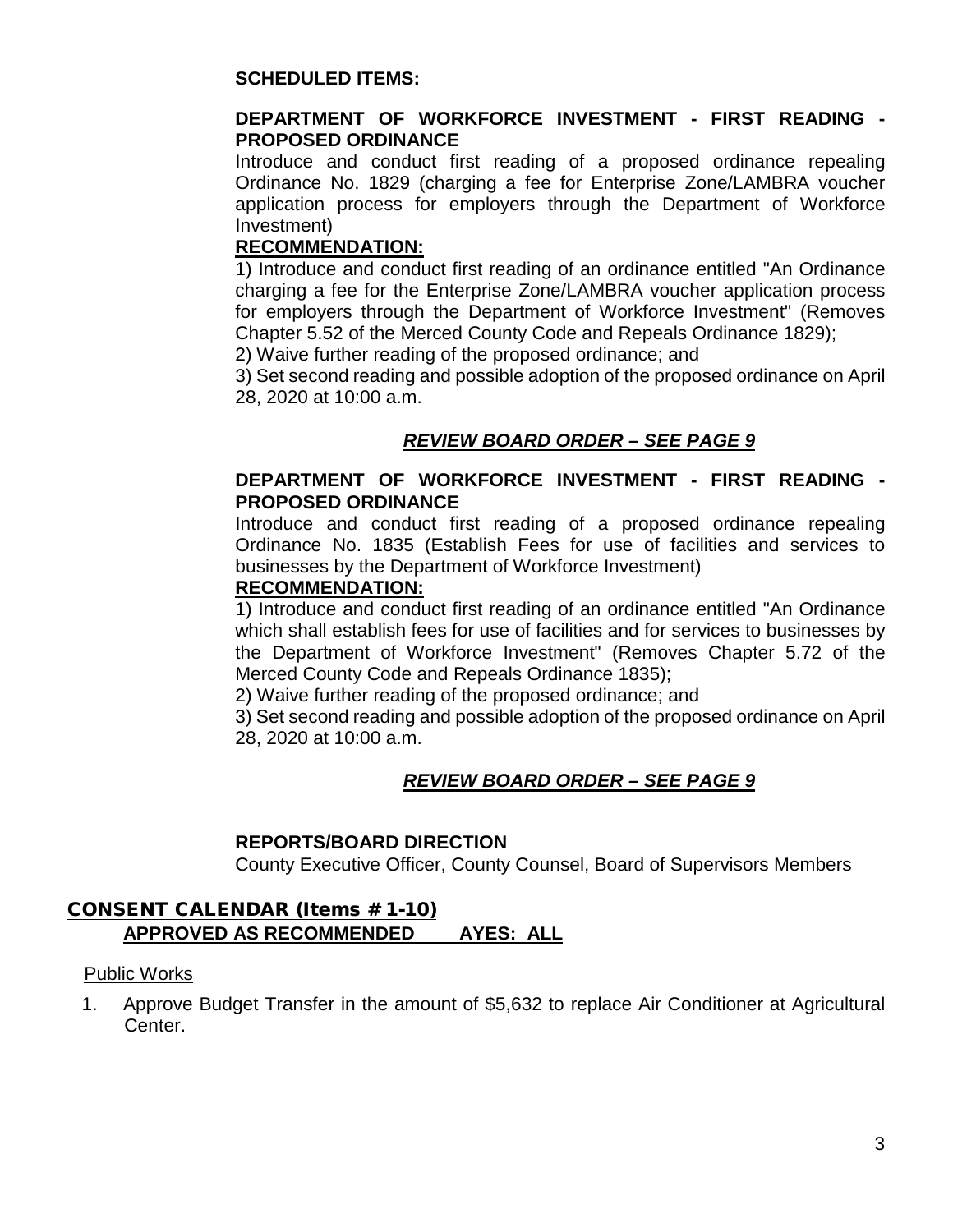**SCHEDULED ITEMS:**

**DEPARTMENT OF WORKFORCE INVESTMENT - FIRST READING - PROPOSED ORDINANCE**

Introduce and conduct first reading of a proposed ordinance repealing Ordinance No. 1829 (charging a fee for Enterprise Zone/LAMBRA voucher application process for employers through the Department of Workforce Investment)

**RECOMMENDATION:**

1) Introduce and conduct first reading of an ordinance entitled "An Ordinance charging a fee for the Enterprise Zone/LAMBRA voucher application process for employers through the Department of Workforce Investment" (Removes Chapter 5.52 of the Merced County Code and Repeals Ordinance 1829);

2) Waive further reading of the proposed ordinance; and

3) Set second reading and possible adoption of the proposed ordinance on April 28, 2020 at 10:00 a.m.

***REVIEW BOARD ORDER – SEE PAGE 9***

**DEPARTMENT OF WORKFORCE INVESTMENT - FIRST READING - PROPOSED ORDINANCE**

Introduce and conduct first reading of a proposed ordinance repealing Ordinance No. 1835 (Establish Fees for use of facilities and services to businesses by the Department of Workforce Investment)

**RECOMMENDATION:**

1) Introduce and conduct first reading of an ordinance entitled "An Ordinance which shall establish fees for use of facilities and for services to businesses by the Department of Workforce Investment" (Removes Chapter 5.72 of the Merced County Code and Repeals Ordinance 1835);

2) Waive further reading of the proposed ordinance; and

3) Set second reading and possible adoption of the proposed ordinance on April 28, 2020 at 10:00 a.m.

***REVIEW BOARD ORDER – SEE PAGE 9***

**REPORTS/BOARD DIRECTION**

County Executive Officer, County Counsel, Board of Supervisors Members

**CONSENT CALENDAR (Items # 1-10)**

**APPROVED AS RECOMMENDED AYES: ALL**

Public Works

1. Approve Budget Transfer in the amount of $5,632 to replace Air Conditioner at Agricultural Center.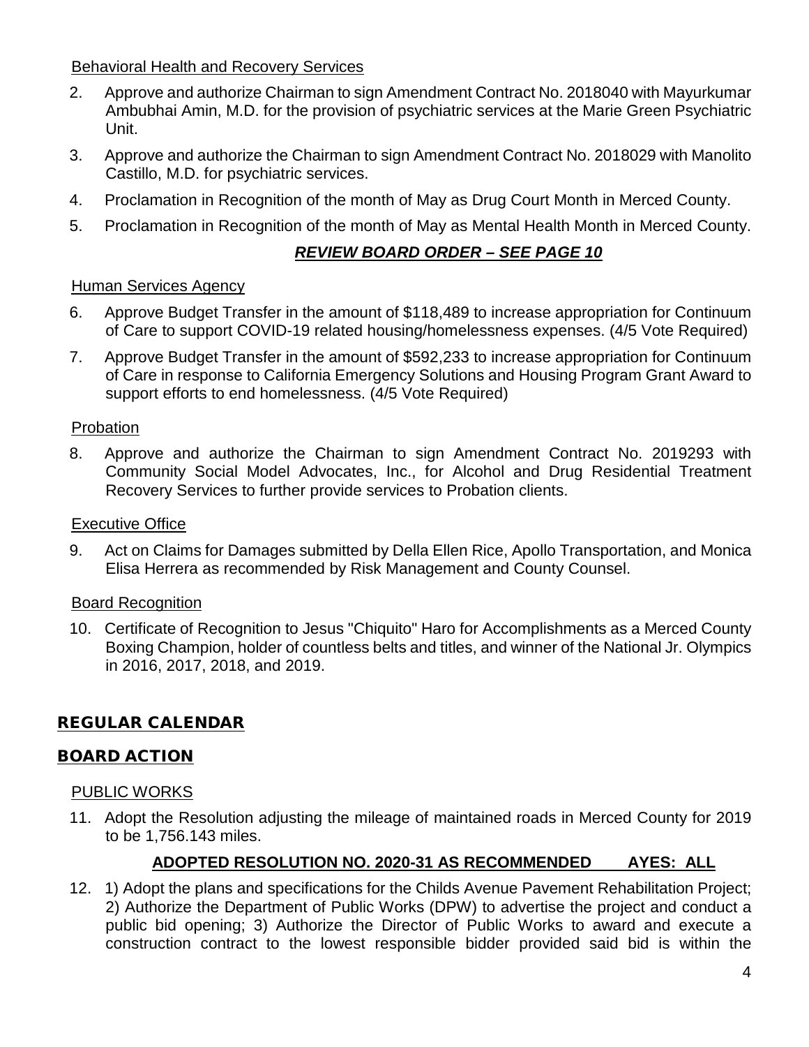Behavioral Health and Recovery Services

2. Approve and authorize Chairman to sign Amendment Contract No. 2018040 with Mayurkumar Ambubhai Amin, M.D. for the provision of psychiatric services at the Marie Green Psychiatric Unit.
3. Approve and authorize the Chairman to sign Amendment Contract No. 2018029 with Manolito Castillo, M.D. for psychiatric services.
4. Proclamation in Recognition of the month of May as Drug Court Month in Merced County.
5. Proclamation in Recognition of the month of May as Mental Health Month in Merced County.

***REVIEW BOARD ORDER – SEE PAGE 10***

Human Services Agency

6. Approve Budget Transfer in the amount of $118,489 to increase appropriation for Continuum of Care to support COVID-19 related housing/homelessness expenses. (4/5 Vote Required)
7. Approve Budget Transfer in the amount of $592,233 to increase appropriation for Continuum of Care in response to California Emergency Solutions and Housing Program Grant Award to support efforts to end homelessness. (4/5 Vote Required)

Probation

8. Approve and authorize the Chairman to sign Amendment Contract No. 2019293 with Community Social Model Advocates, Inc., for Alcohol and Drug Residential Treatment Recovery Services to further provide services to Probation clients.

Executive Office

9. Act on Claims for Damages submitted by Della Ellen Rice, Apollo Transportation, and Monica Elisa Herrera as recommended by Risk Management and County Counsel.

Board Recognition

10. Certificate of Recognition to Jesus "Chiquito" Haro for Accomplishments as a Merced County Boxing Champion, holder of countless belts and titles, and winner of the National Jr. Olympics in 2016, 2017, 2018, and 2019.

## REGULAR CALENDAR

## BOARD ACTION

PUBLIC WORKS

11. Adopt the Resolution adjusting the mileage of maintained roads in Merced County for 2019 to be 1,756.143 miles.

**ADOPTED RESOLUTION NO. 2020-31 AS RECOMMENDED AYES: ALL**

12. 1) Adopt the plans and specifications for the Childs Avenue Pavement Rehabilitation Project; 2) Authorize the Department of Public Works (DPW) to advertise the project and conduct a public bid opening; 3) Authorize the Director of Public Works to award and execute a construction contract to the lowest responsible bidder provided said bid is within the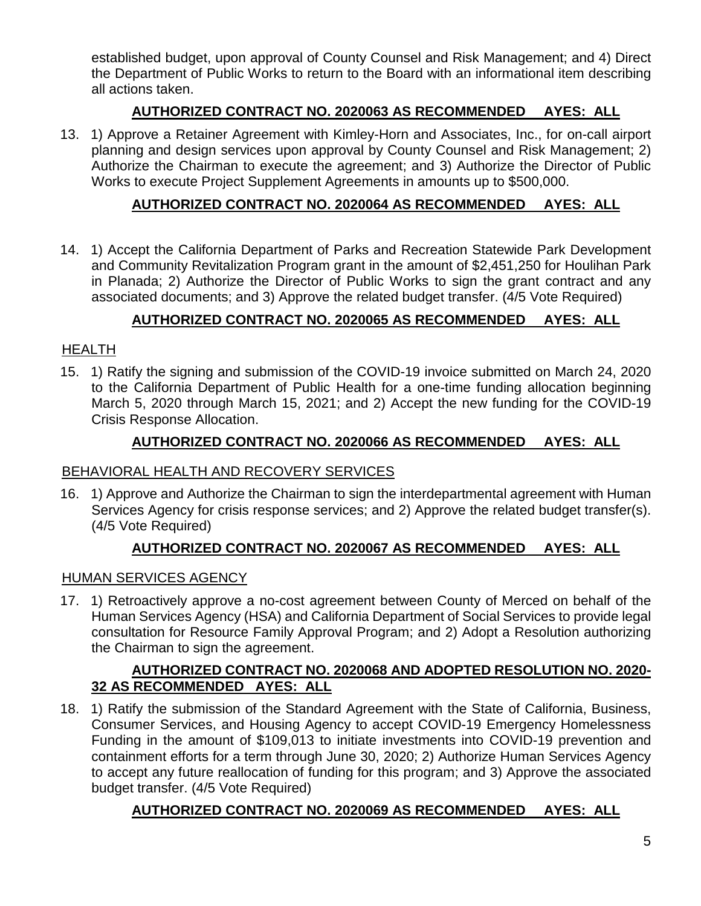established budget, upon approval of County Counsel and Risk Management; and 4) Direct the Department of Public Works to return to the Board with an informational item describing all actions taken.

**AUTHORIZED CONTRACT NO. 2020063 AS RECOMMENDED AYES: ALL**

13. 1) Approve a Retainer Agreement with Kimley-Horn and Associates, Inc., for on-call airport planning and design services upon approval by County Counsel and Risk Management; 2) Authorize the Chairman to execute the agreement; and 3) Authorize the Director of Public Works to execute Project Supplement Agreements in amounts up to $500,000.

**AUTHORIZED CONTRACT NO. 2020064 AS RECOMMENDED AYES: ALL**

14. 1) Accept the California Department of Parks and Recreation Statewide Park Development and Community Revitalization Program grant in the amount of $2,451,250 for Houlihan Park in Planada; 2) Authorize the Director of Public Works to sign the grant contract and any associated documents; and 3) Approve the related budget transfer. (4/5 Vote Required)

**AUTHORIZED CONTRACT NO. 2020065 AS RECOMMENDED AYES: ALL**

HEALTH

15. 1) Ratify the signing and submission of the COVID-19 invoice submitted on March 24, 2020 to the California Department of Public Health for a one-time funding allocation beginning March 5, 2020 through March 15, 2021; and 2) Accept the new funding for the COVID-19 Crisis Response Allocation.

**AUTHORIZED CONTRACT NO. 2020066 AS RECOMMENDED AYES: ALL**

BEHAVIORAL HEALTH AND RECOVERY SERVICES

16. 1) Approve and Authorize the Chairman to sign the interdepartmental agreement with Human Services Agency for crisis response services; and 2) Approve the related budget transfer(s). (4/5 Vote Required)

**AUTHORIZED CONTRACT NO. 2020067 AS RECOMMENDED AYES: ALL**

HUMAN SERVICES AGENCY

17. 1) Retroactively approve a no-cost agreement between County of Merced on behalf of the Human Services Agency (HSA) and California Department of Social Services to provide legal consultation for Resource Family Approval Program; and 2) Adopt a Resolution authorizing the Chairman to sign the agreement.

**AUTHORIZED CONTRACT NO. 2020068 AND ADOPTED RESOLUTION NO. 2020-32 AS RECOMMENDED AYES: ALL**

18. 1) Ratify the submission of the Standard Agreement with the State of California, Business, Consumer Services, and Housing Agency to accept COVID-19 Emergency Homelessness Funding in the amount of $109,013 to initiate investments into COVID-19 prevention and containment efforts for a term through June 30, 2020; 2) Authorize Human Services Agency to accept any future reallocation of funding for this program; and 3) Approve the associated budget transfer. (4/5 Vote Required)

**AUTHORIZED CONTRACT NO. 2020069 AS RECOMMENDED AYES: ALL**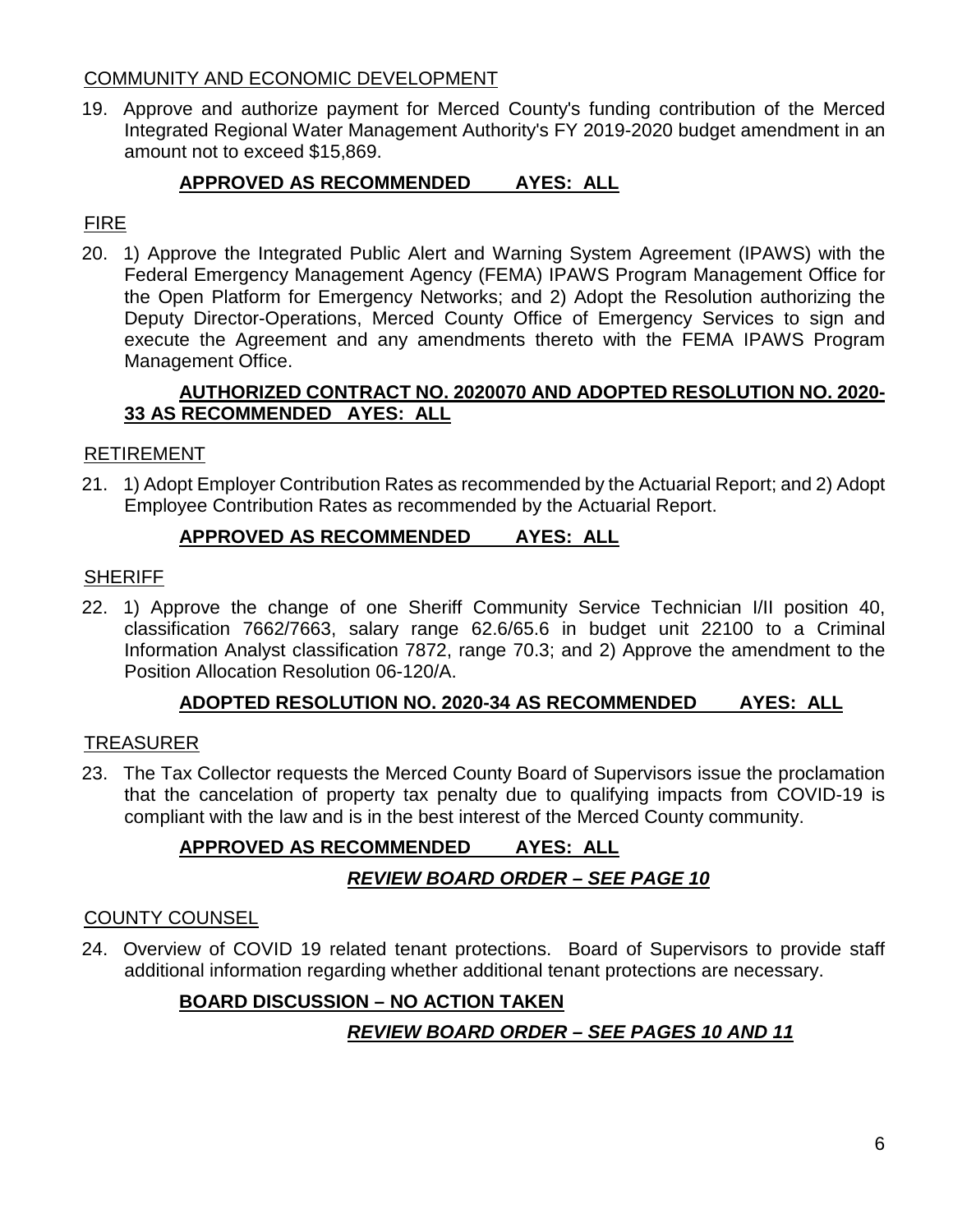COMMUNITY AND ECONOMIC DEVELOPMENT

19. Approve and authorize payment for Merced County's funding contribution of the Merced Integrated Regional Water Management Authority's FY 2019-2020 budget amendment in an amount not to exceed $15,869.

**APPROVED AS RECOMMENDED AYES: ALL**

FIRE

20. 1) Approve the Integrated Public Alert and Warning System Agreement (IPAWS) with the Federal Emergency Management Agency (FEMA) IPAWS Program Management Office for the Open Platform for Emergency Networks; and 2) Adopt the Resolution authorizing the Deputy Director-Operations, Merced County Office of Emergency Services to sign and execute the Agreement and any amendments thereto with the FEMA IPAWS Program Management Office.

**AUTHORIZED CONTRACT NO. 2020070 AND ADOPTED RESOLUTION NO. 2020-33 AS RECOMMENDED AYES: ALL**

RETIREMENT

21. 1) Adopt Employer Contribution Rates as recommended by the Actuarial Report; and 2) Adopt Employee Contribution Rates as recommended by the Actuarial Report.

**APPROVED AS RECOMMENDED AYES: ALL**

SHERIFF

22. 1) Approve the change of one Sheriff Community Service Technician I/II position 40, classification 7662/7663, salary range 62.6/65.6 in budget unit 22100 to a Criminal Information Analyst classification 7872, range 70.3; and 2) Approve the amendment to the Position Allocation Resolution 06-120/A.

**ADOPTED RESOLUTION NO. 2020-34 AS RECOMMENDED AYES: ALL**

TREASURER

23. The Tax Collector requests the Merced County Board of Supervisors issue the proclamation that the cancelation of property tax penalty due to qualifying impacts from COVID-19 is compliant with the law and is in the best interest of the Merced County community.

**APPROVED AS RECOMMENDED AYES: ALL**

***REVIEW BOARD ORDER – SEE PAGE 10***

COUNTY COUNSEL

24. Overview of COVID 19 related tenant protections. Board of Supervisors to provide staff additional information regarding whether additional tenant protections are necessary.

**BOARD DISCUSSION – NO ACTION TAKEN**

***REVIEW BOARD ORDER – SEE PAGES 10 AND 11***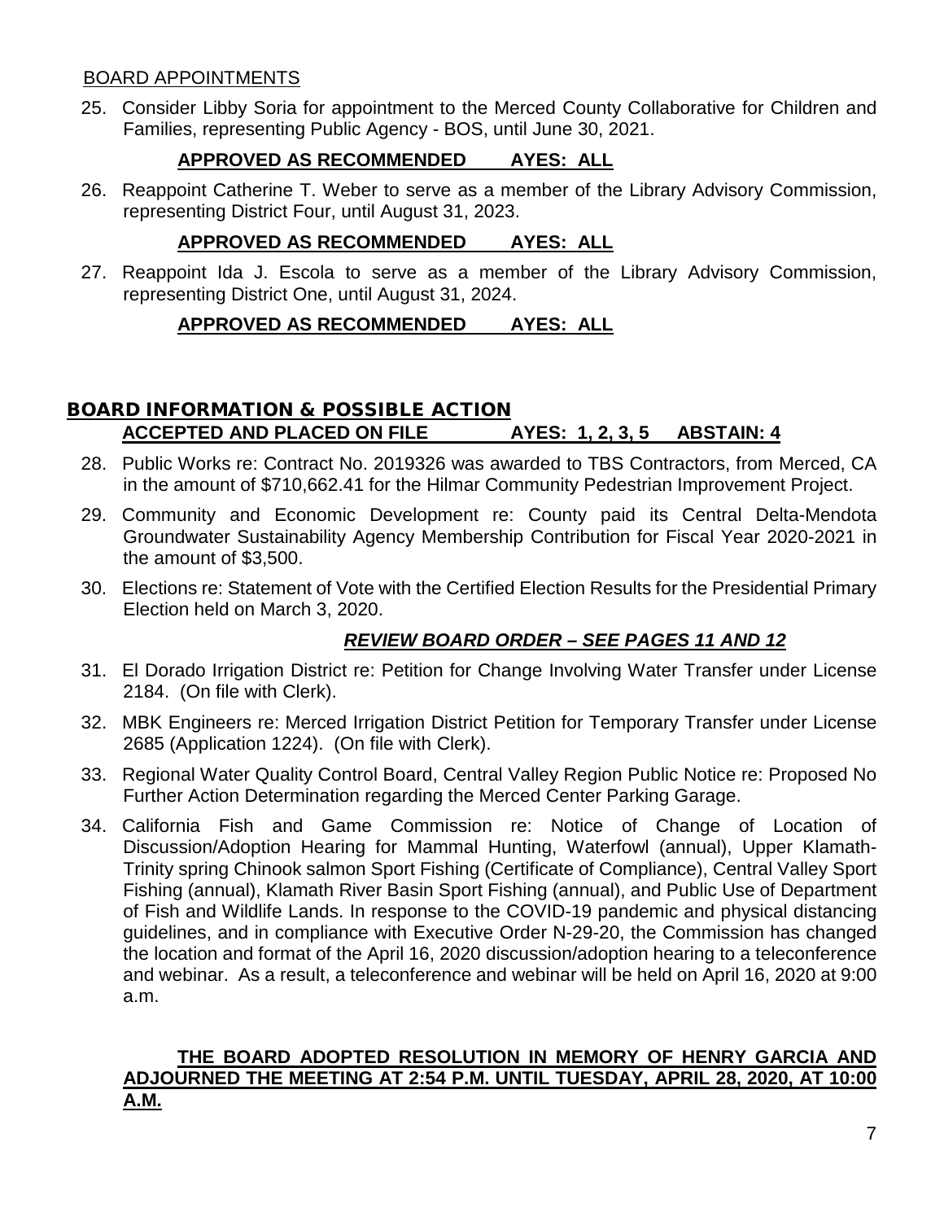BOARD APPOINTMENTS

25. Consider Libby Soria for appointment to the Merced County Collaborative for Children and Families, representing Public Agency - BOS, until June 30, 2021.

**APPROVED AS RECOMMENDED AYES: ALL**

26. Reappoint Catherine T. Weber to serve as a member of the Library Advisory Commission, representing District Four, until August 31, 2023.

**APPROVED AS RECOMMENDED AYES: ALL**

27. Reappoint Ida J. Escola to serve as a member of the Library Advisory Commission, representing District One, until August 31, 2024.

**APPROVED AS RECOMMENDED AYES: ALL**

## BOARD INFORMATION & POSSIBLE ACTION

**ACCEPTED AND PLACED ON FILE AYES: 1, 2, 3, 5 ABSTAIN: 4**

28. Public Works re: Contract No. 2019326 was awarded to TBS Contractors, from Merced, CA in the amount of $710,662.41 for the Hilmar Community Pedestrian Improvement Project.

29. Community and Economic Development re: County paid its Central Delta-Mendota Groundwater Sustainability Agency Membership Contribution for Fiscal Year 2020-2021 in the amount of $3,500.

30. Elections re: Statement of Vote with the Certified Election Results for the Presidential Primary Election held on March 3, 2020.

***REVIEW BOARD ORDER – SEE PAGES 11 AND 12***

31. El Dorado Irrigation District re: Petition for Change Involving Water Transfer under License 2184. (On file with Clerk).

32. MBK Engineers re: Merced Irrigation District Petition for Temporary Transfer under License 2685 (Application 1224). (On file with Clerk).

33. Regional Water Quality Control Board, Central Valley Region Public Notice re: Proposed No Further Action Determination regarding the Merced Center Parking Garage.

34. California Fish and Game Commission re: Notice of Change of Location of Discussion/Adoption Hearing for Mammal Hunting, Waterfowl (annual), Upper Klamath-Trinity spring Chinook salmon Sport Fishing (Certificate of Compliance), Central Valley Sport Fishing (annual), Klamath River Basin Sport Fishing (annual), and Public Use of Department of Fish and Wildlife Lands. In response to the COVID-19 pandemic and physical distancing guidelines, and in compliance with Executive Order N-29-20, the Commission has changed the location and format of the April 16, 2020 discussion/adoption hearing to a teleconference and webinar. As a result, a teleconference and webinar will be held on April 16, 2020 at 9:00 a.m.

**THE BOARD ADOPTED RESOLUTION IN MEMORY OF HENRY GARCIA AND ADJOURNED THE MEETING AT 2:54 P.M. UNTIL TUESDAY, APRIL 28, 2020, AT 10:00 A.M.**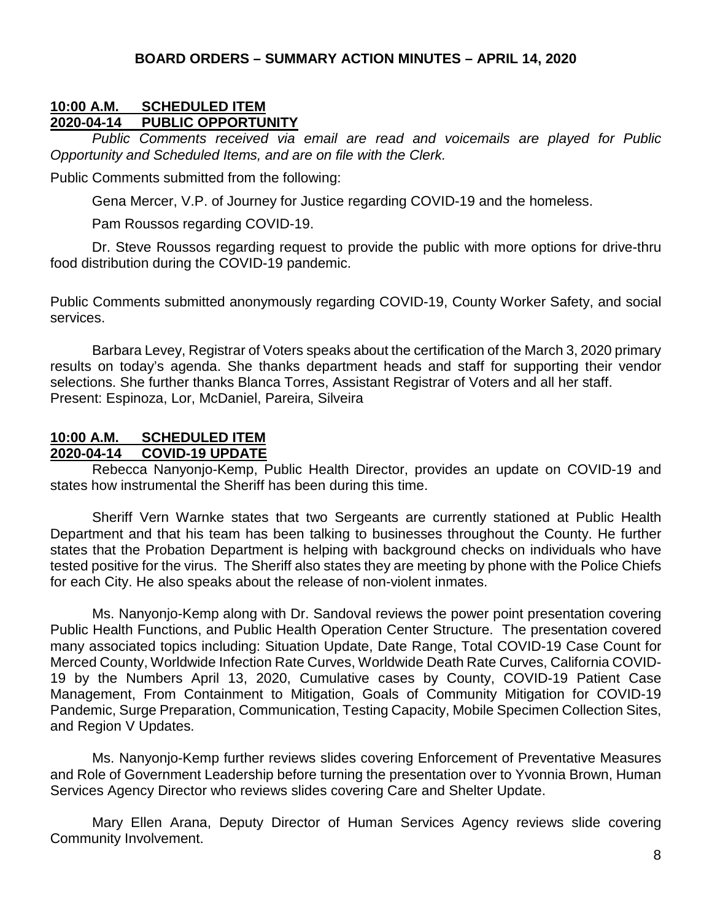**BOARD ORDERS – SUMMARY ACTION MINUTES – APRIL 14, 2020**

**10:00 A.M. SCHEDULED ITEM**
**2020-04-14 PUBLIC OPPORTUNITY**

*Public Comments received via email are read and voicemails are played for Public Opportunity and Scheduled Items, and are on file with the Clerk.*

Public Comments submitted from the following:

Gena Mercer, V.P. of Journey for Justice regarding COVID-19 and the homeless.

Pam Roussos regarding COVID-19.

Dr. Steve Roussos regarding request to provide the public with more options for drive-thru food distribution during the COVID-19 pandemic.

Public Comments submitted anonymously regarding COVID-19, County Worker Safety, and social services.

Barbara Levey, Registrar of Voters speaks about the certification of the March 3, 2020 primary results on today's agenda. She thanks department heads and staff for supporting their vendor selections. She further thanks Blanca Torres, Assistant Registrar of Voters and all her staff.
Present: Espinoza, Lor, McDaniel, Pareira, Silveira

**10:00 A.M. SCHEDULED ITEM**
**2020-04-14 COVID-19 UPDATE**

Rebecca Nanyonjo-Kemp, Public Health Director, provides an update on COVID-19 and states how instrumental the Sheriff has been during this time.

Sheriff Vern Warnke states that two Sergeants are currently stationed at Public Health Department and that his team has been talking to businesses throughout the County. He further states that the Probation Department is helping with background checks on individuals who have tested positive for the virus. The Sheriff also states they are meeting by phone with the Police Chiefs for each City. He also speaks about the release of non-violent inmates.

Ms. Nanyonjo-Kemp along with Dr. Sandoval reviews the power point presentation covering Public Health Functions, and Public Health Operation Center Structure. The presentation covered many associated topics including: Situation Update, Date Range, Total COVID-19 Case Count for Merced County, Worldwide Infection Rate Curves, Worldwide Death Rate Curves, California COVID-19 by the Numbers April 13, 2020, Cumulative cases by County, COVID-19 Patient Case Management, From Containment to Mitigation, Goals of Community Mitigation for COVID-19 Pandemic, Surge Preparation, Communication, Testing Capacity, Mobile Specimen Collection Sites, and Region V Updates.

Ms. Nanyonjo-Kemp further reviews slides covering Enforcement of Preventative Measures and Role of Government Leadership before turning the presentation over to Yvonnia Brown, Human Services Agency Director who reviews slides covering Care and Shelter Update.

Mary Ellen Arana, Deputy Director of Human Services Agency reviews slide covering Community Involvement.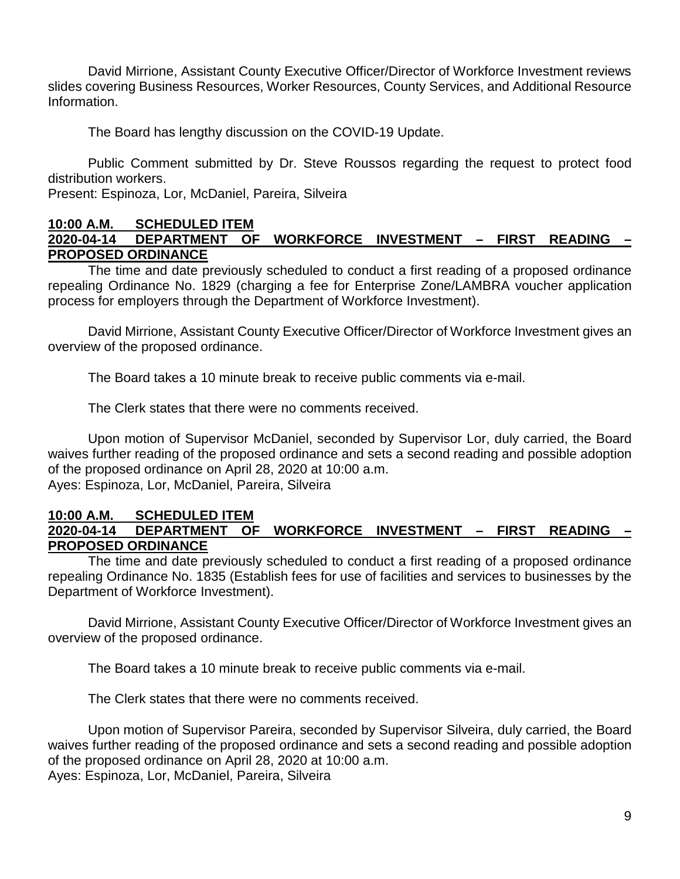David Mirrione, Assistant County Executive Officer/Director of Workforce Investment reviews slides covering Business Resources, Worker Resources, County Services, and Additional Resource Information.

The Board has lengthy discussion on the COVID-19 Update.

Public Comment submitted by Dr. Steve Roussos regarding the request to protect food distribution workers.
Present: Espinoza, Lor, McDaniel, Pareira, Silveira

**10:00 A.M. SCHEDULED ITEM**
**2020-04-14 DEPARTMENT OF WORKFORCE INVESTMENT – FIRST READING – PROPOSED ORDINANCE**

The time and date previously scheduled to conduct a first reading of a proposed ordinance repealing Ordinance No. 1829 (charging a fee for Enterprise Zone/LAMBRA voucher application process for employers through the Department of Workforce Investment).

David Mirrione, Assistant County Executive Officer/Director of Workforce Investment gives an overview of the proposed ordinance.

The Board takes a 10 minute break to receive public comments via e-mail.

The Clerk states that there were no comments received.

Upon motion of Supervisor McDaniel, seconded by Supervisor Lor, duly carried, the Board waives further reading of the proposed ordinance and sets a second reading and possible adoption of the proposed ordinance on April 28, 2020 at 10:00 a.m.
Ayes: Espinoza, Lor, McDaniel, Pareira, Silveira

**10:00 A.M. SCHEDULED ITEM**
**2020-04-14 DEPARTMENT OF WORKFORCE INVESTMENT – FIRST READING – PROPOSED ORDINANCE**

The time and date previously scheduled to conduct a first reading of a proposed ordinance repealing Ordinance No. 1835 (Establish fees for use of facilities and services to businesses by the Department of Workforce Investment).

David Mirrione, Assistant County Executive Officer/Director of Workforce Investment gives an overview of the proposed ordinance.

The Board takes a 10 minute break to receive public comments via e-mail.

The Clerk states that there were no comments received.

Upon motion of Supervisor Pareira, seconded by Supervisor Silveira, duly carried, the Board waives further reading of the proposed ordinance and sets a second reading and possible adoption of the proposed ordinance on April 28, 2020 at 10:00 a.m.
Ayes: Espinoza, Lor, McDaniel, Pareira, Silveira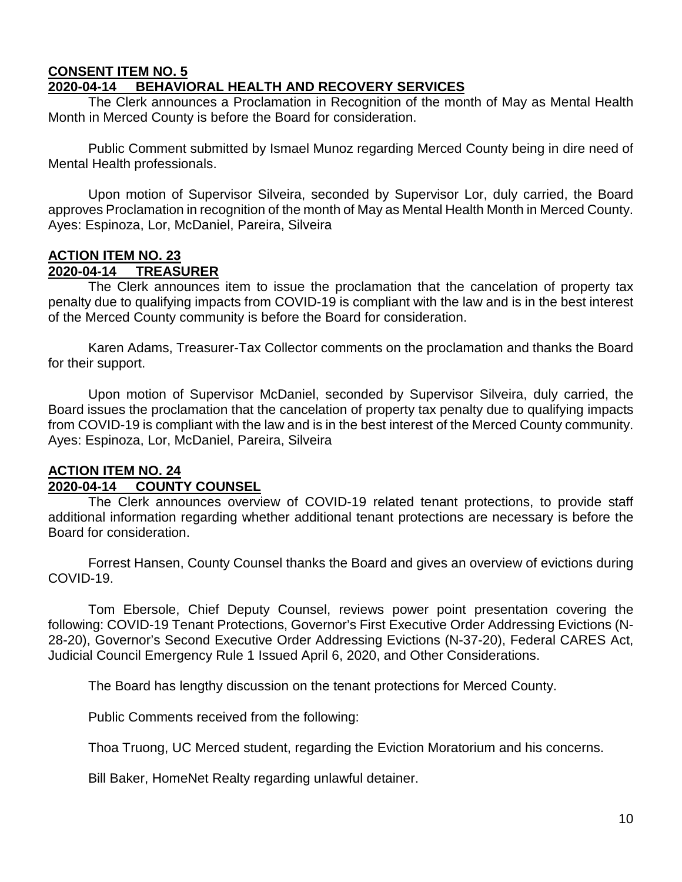**CONSENT ITEM NO. 5**
**2020-04-14 BEHAVIORAL HEALTH AND RECOVERY SERVICES**

The Clerk announces a Proclamation in Recognition of the month of May as Mental Health Month in Merced County is before the Board for consideration.

Public Comment submitted by Ismael Munoz regarding Merced County being in dire need of Mental Health professionals.

Upon motion of Supervisor Silveira, seconded by Supervisor Lor, duly carried, the Board approves Proclamation in recognition of the month of May as Mental Health Month in Merced County.
Ayes: Espinoza, Lor, McDaniel, Pareira, Silveira

**ACTION ITEM NO. 23**
**2020-04-14 TREASURER**

The Clerk announces item to issue the proclamation that the cancelation of property tax penalty due to qualifying impacts from COVID-19 is compliant with the law and is in the best interest of the Merced County community is before the Board for consideration.

Karen Adams, Treasurer-Tax Collector comments on the proclamation and thanks the Board for their support.

Upon motion of Supervisor McDaniel, seconded by Supervisor Silveira, duly carried, the Board issues the proclamation that the cancelation of property tax penalty due to qualifying impacts from COVID-19 is compliant with the law and is in the best interest of the Merced County community.
Ayes: Espinoza, Lor, McDaniel, Pareira, Silveira

**ACTION ITEM NO. 24**
**2020-04-14 COUNTY COUNSEL**

The Clerk announces overview of COVID-19 related tenant protections, to provide staff additional information regarding whether additional tenant protections are necessary is before the Board for consideration.

Forrest Hansen, County Counsel thanks the Board and gives an overview of evictions during COVID-19.

Tom Ebersole, Chief Deputy Counsel, reviews power point presentation covering the following: COVID-19 Tenant Protections, Governor's First Executive Order Addressing Evictions (N-28-20), Governor's Second Executive Order Addressing Evictions (N-37-20), Federal CARES Act, Judicial Council Emergency Rule 1 Issued April 6, 2020, and Other Considerations.

The Board has lengthy discussion on the tenant protections for Merced County.

Public Comments received from the following:

Thoa Truong, UC Merced student, regarding the Eviction Moratorium and his concerns.

Bill Baker, HomeNet Realty regarding unlawful detainer.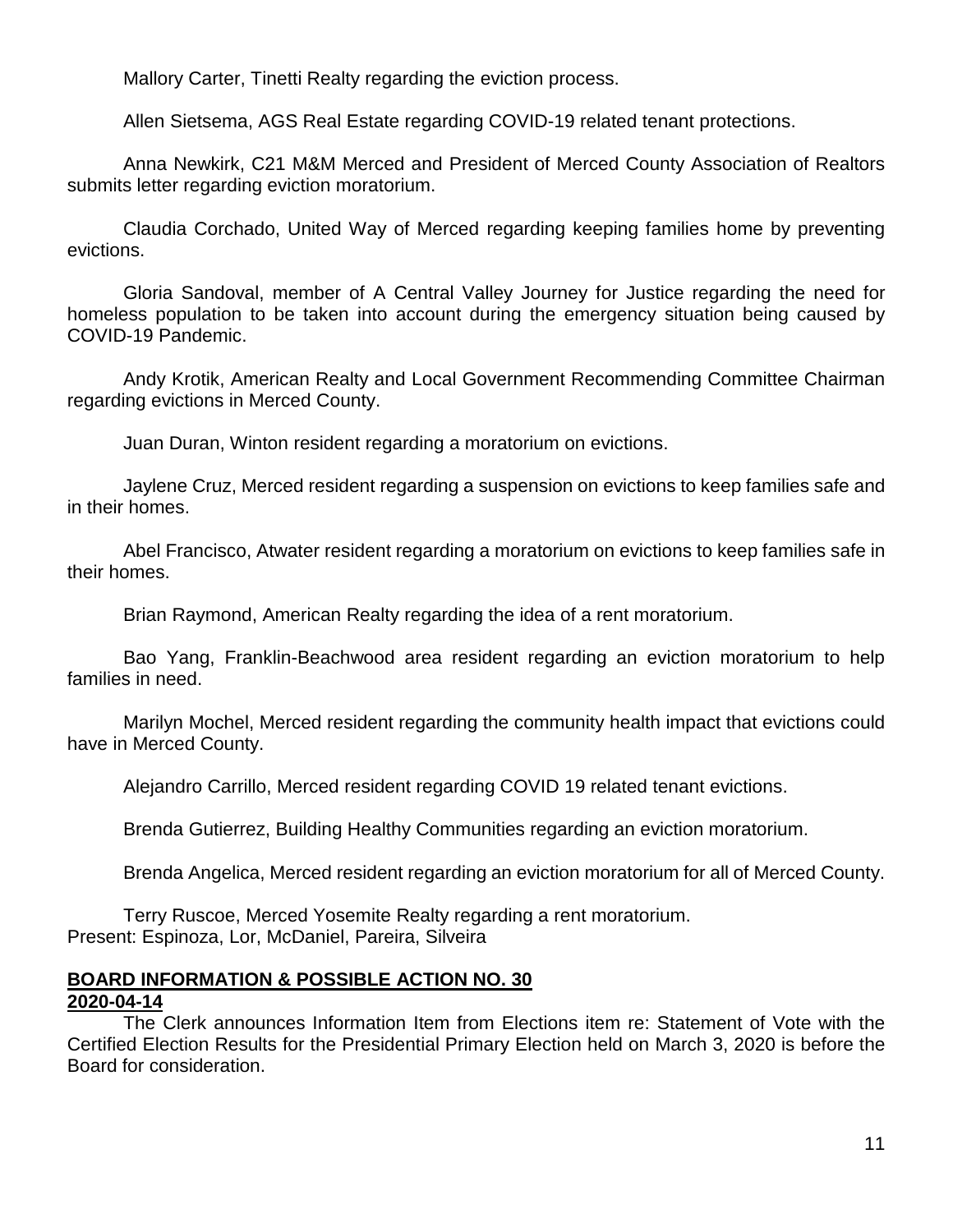Mallory Carter, Tinetti Realty regarding the eviction process.

Allen Sietsema, AGS Real Estate regarding COVID-19 related tenant protections.

Anna Newkirk, C21 M&M Merced and President of Merced County Association of Realtors submits letter regarding eviction moratorium.

Claudia Corchado, United Way of Merced regarding keeping families home by preventing evictions.

Gloria Sandoval, member of A Central Valley Journey for Justice regarding the need for homeless population to be taken into account during the emergency situation being caused by COVID-19 Pandemic.

Andy Krotik, American Realty and Local Government Recommending Committee Chairman regarding evictions in Merced County.

Juan Duran, Winton resident regarding a moratorium on evictions.

Jaylene Cruz, Merced resident regarding a suspension on evictions to keep families safe and in their homes.

Abel Francisco, Atwater resident regarding a moratorium on evictions to keep families safe in their homes.

Brian Raymond, American Realty regarding the idea of a rent moratorium.

Bao Yang, Franklin-Beachwood area resident regarding an eviction moratorium to help families in need.

Marilyn Mochel, Merced resident regarding the community health impact that evictions could have in Merced County.

Alejandro Carrillo, Merced resident regarding COVID 19 related tenant evictions.

Brenda Gutierrez, Building Healthy Communities regarding an eviction moratorium.

Brenda Angelica, Merced resident regarding an eviction moratorium for all of Merced County.

Terry Ruscoe, Merced Yosemite Realty regarding a rent moratorium.
Present: Espinoza, Lor, McDaniel, Pareira, Silveira

**BOARD INFORMATION & POSSIBLE ACTION NO. 30**
**2020-04-14**

The Clerk announces Information Item from Elections item re: Statement of Vote with the Certified Election Results for the Presidential Primary Election held on March 3, 2020 is before the Board for consideration.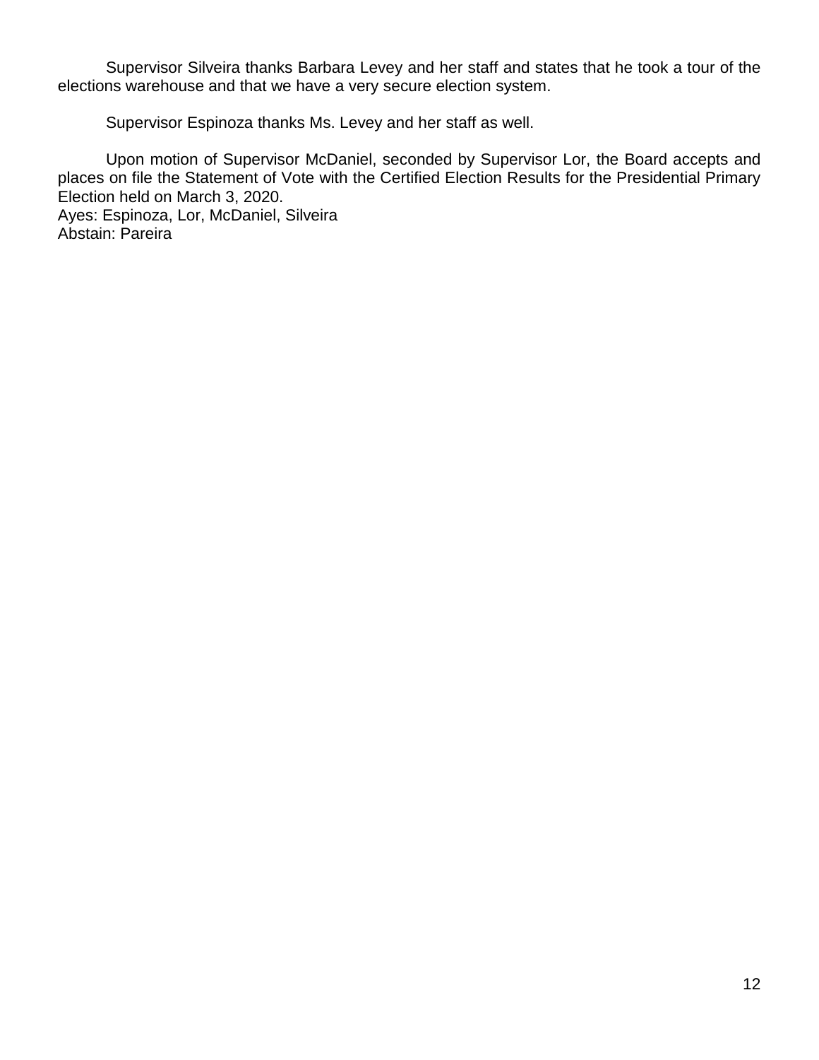Supervisor Silveira thanks Barbara Levey and her staff and states that he took a tour of the elections warehouse and that we have a very secure election system.

Supervisor Espinoza thanks Ms. Levey and her staff as well.

Upon motion of Supervisor McDaniel, seconded by Supervisor Lor, the Board accepts and places on file the Statement of Vote with the Certified Election Results for the Presidential Primary Election held on March 3, 2020.
Ayes: Espinoza, Lor, McDaniel, Silveira
Abstain: Pareira